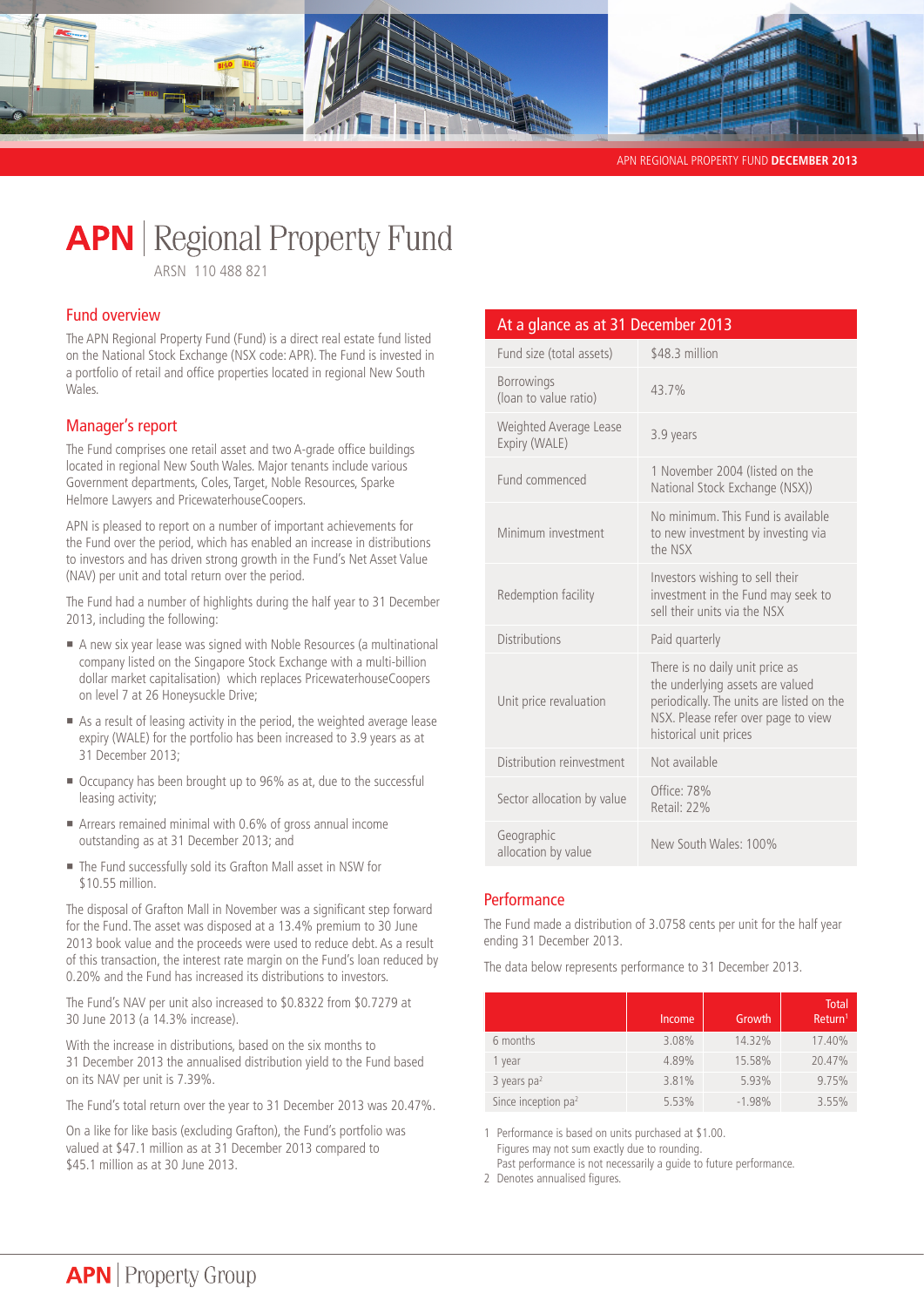APN REGIONAL PROPERTY FUND **DECEMBER 2013**

# APN | Regional Property Fund

ARSN 110 488 821

## Fund overview

The APN Regional Property Fund (Fund) is a direct real estate fund listed on the National Stock Exchange (NSX code: APR). The Fund is invested in a portfolio of retail and office properties located in regional New South Wales.

## Manager's report

The Fund comprises one retail asset and two A-grade office buildings located in regional New South Wales. Major tenants include various Government departments, Coles, Target, Noble Resources, Sparke Helmore Lawyers and PricewaterhouseCoopers.

APN is pleased to report on a number of important achievements for the Fund over the period, which has enabled an increase in distributions to investors and has driven strong growth in the Fund's Net Asset Value (NAV) per unit and total return over the period.

The Fund had a number of highlights during the half year to 31 December 2013, including the following:

- A new six year lease was signed with Noble Resources (a multinational company listed on the Singapore Stock Exchange with a multi-billion dollar market capitalisation) which replaces PricewaterhouseCoopers on level 7 at 26 Honeysuckle Drive;
- As a result of leasing activity in the period, the weighted average lease expiry (WALE) for the portfolio has been increased to 3.9 years as at 31 December 2013;
- Occupancy has been brought up to 96% as at, due to the successful leasing activity;
- Arrears remained minimal with 0.6% of gross annual income outstanding as at 31 December 2013; and
- The Fund successfully sold its Grafton Mall asset in NSW for $10.55 million.

The disposal of Grafton Mall in November was a significant step forward for the Fund. The asset was disposed at a 13.4% premium to 30 June 2013 book value and the proceeds were used to reduce debt. As a result of this transaction, the interest rate margin on the Fund's loan reduced by 0.20% and the Fund has increased its distributions to investors.

The Fund's NAV per unit also increased to $0.8322 from $0.7279 at 30 June 2013 (a 14.3% increase).

With the increase in distributions, based on the six months to 31 December 2013 the annualised distribution yield to the Fund based on its NAV per unit is 7.39%.

The Fund's total return over the year to 31 December 2013 was 20.47%.

On a like for like basis (excluding Grafton), the Fund's portfolio was valued at $47.1 million as at 31 December 2013 compared to $45.1 million as at 30 June 2013.

## At a glance as at 31 December 2013

| | |
|---|---|
| Fund size (total assets) | $48.3 million |
| Borrowings (loan to value ratio) | 43.7% |
| Weighted Average Lease Expiry (WALE) | 3.9 years |
| Fund commenced | 1 November 2004 (listed on the National Stock Exchange (NSX)) |
| Minimum investment | No minimum. This Fund is available to new investment by investing via the NSX |
| Redemption facility | Investors wishing to sell their investment in the Fund may seek to sell their units via the NSX |
| Distributions | Paid quarterly |
| Unit price revaluation | There is no daily unit price as the underlying assets are valued periodically. The units are listed on the NSX. Please refer over page to view historical unit prices |
| Distribution reinvestment | Not available |
| Sector allocation by value | Office: 78%<br>Retail: 22% |
| Geographic allocation by value | New South Wales: 100% |

## Performance

The Fund made a distribution of 3.0758 cents per unit for the half year ending 31 December 2013.

The data below represents performance to 31 December 2013.

| | Income | Growth | Total Return[1] |
|---|---|---|---|
| 6 months | 3.08% | 14.32% | 17.40% |
| 1 year | 4.89% | 15.58% | 20.47% |
| 3 years pa[2] | 3.81% | 5.93% | 9.75% |
| Since inception pa[2] | 5.53% | -1.98% | 3.55% |

1 Performance is based on units purchased at $1.00.
Figures may not sum exactly due to rounding.
Past performance is not necessarily a guide to future performance.

2 Denotes annualised figures.

APN | Property Group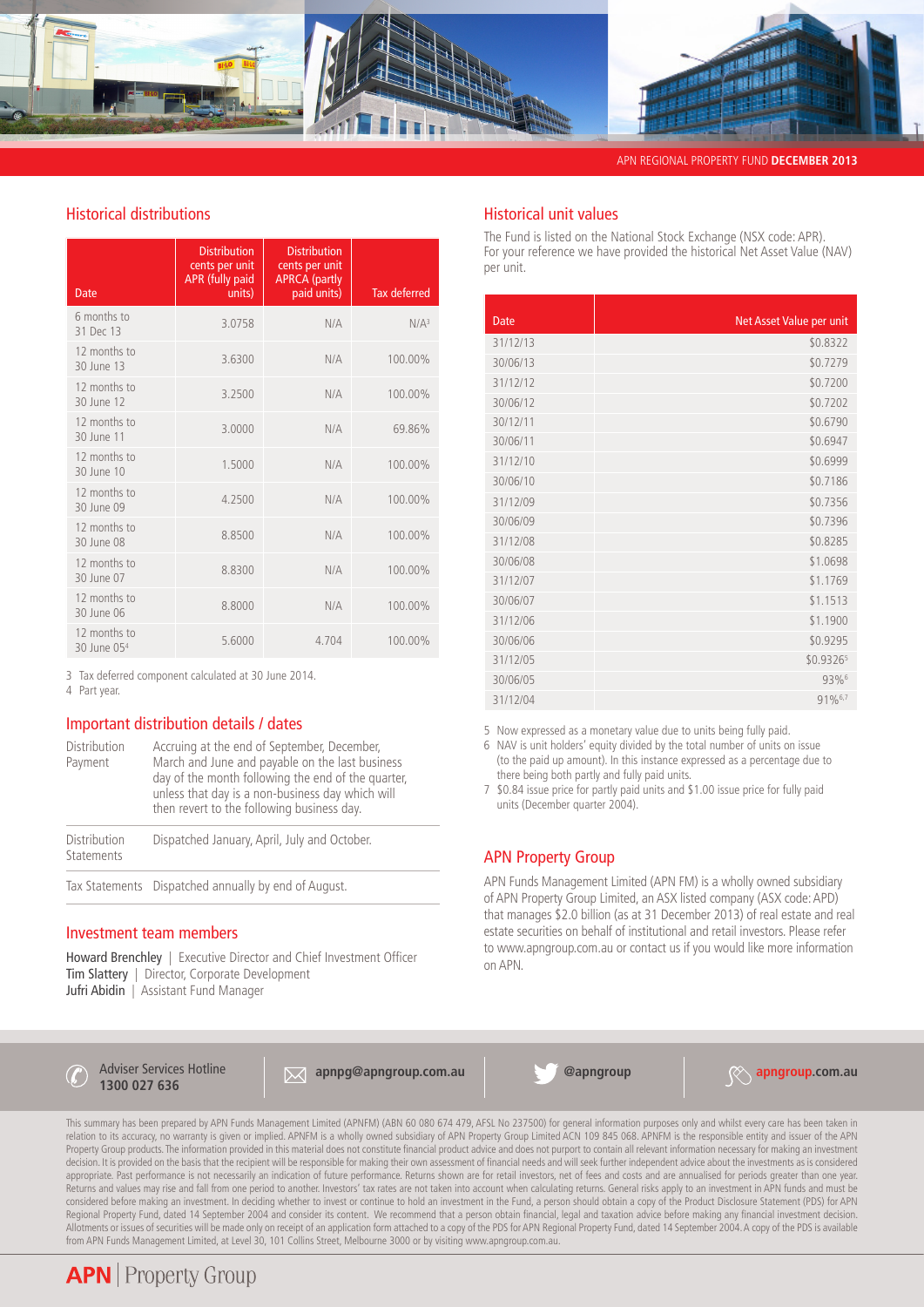## Historical distributions

| Date | Distribution cents per unit APR (fully paid units) | Distribution cents per unit APRCA (partly paid units) | Tax deferred |
|---|---|---|---|
| 6 months to 31 Dec 13 | 3.0758 | N/A | N/A[3] |
| 12 months to 30 June 13 | 3.6300 | N/A | 100.00% |
| 12 months to 30 June 12 | 3.2500 | N/A | 100.00% |
| 12 months to 30 June 11 | 3.0000 | N/A | 69.86% |
| 12 months to 30 June 10 | 1.5000 | N/A | 100.00% |
| 12 months to 30 June 09 | 4.2500 | N/A | 100.00% |
| 12 months to 30 June 08 | 8.8500 | N/A | 100.00% |
| 12 months to 30 June 07 | 8.8300 | N/A | 100.00% |
| 12 months to 30 June 06 | 8.8000 | N/A | 100.00% |
| 12 months to 30 June 05[4] | 5.6000 | 4.704 | 100.00% |

3 Tax deferred component calculated at 30 June 2014.
4 Part year.

## Important distribution details / dates

| | |
|---|---|
| Distribution Payment | Accruing at the end of September, December, March and June and payable on the last business day of the month following the end of the quarter, unless that day is a non-business day which will then revert to the following business day. |
| Distribution Statements | Dispatched January, April, July and October. |
| Tax Statements | Dispatched annually by end of August. |

## Investment team members

**Howard Brenchley** | Executive Director and Chief Investment Officer
**Tim Slattery** | Director, Corporate Development
**Jufri Abidin** | Assistant Fund Manager

## Historical unit values

The Fund is listed on the National Stock Exchange (NSX code: APR). For your reference we have provided the historical Net Asset Value (NAV) per unit.

| Date | Net Asset Value per unit |
|---|---|
| 31/12/13 | $0.8322 |
| 30/06/13 | $0.7279 |
| 31/12/12 | $0.7200 |
| 30/06/12 | $0.7202 |
| 30/12/11 | $0.6790 |
| 30/06/11 | $0.6947 |
| 31/12/10 | $0.6999 |
| 30/06/10 | $0.7186 |
| 31/12/09 | $0.7356 |
| 30/06/09 | $0.7396 |
| 31/12/08 | $0.8285 |
| 30/06/08 | $1.0698 |
| 31/12/07 | $1.1769 |
| 30/06/07 | $1.1513 |
| 31/12/06 | $1.1900 |
| 30/06/06 | $0.9295 |
| 31/12/05 | $0.9326[5] |
| 30/06/05 | 93%[6] |
| 31/12/04 | 91%[6,7] |

5 Now expressed as a monetary value due to units being fully paid.
6 NAV is unit holders' equity divided by the total number of units on issue (to the paid up amount). In this instance expressed as a percentage due to there being both partly and fully paid units.
7 $0.84 issue price for partly paid units and $1.00 issue price for fully paid units (December quarter 2004).

## APN Property Group

APN Funds Management Limited (APN FM) is a wholly owned subsidiary of APN Property Group Limited, an ASX listed company (ASX code: APD) that manages $2.0 billion (as at 31 December 2013) of real estate and real estate securities on behalf of institutional and retail investors. Please refer to www.apngroup.com.au or contact us if you would like more information on APN.

Adviser Services Hotline **1300 027 636** | **apnpg@apngroup.com.au** | **@apngroup** | **apngroup.com.au**

This summary has been prepared by APN Funds Management Limited (APNFM) (ABN 60 080 674 479, AFSL No 237500) for general information purposes only and whilst every care has been taken in relation to its accuracy, no warranty is given or implied. APNFM is a wholly owned subsidiary of APN Property Group Limited ACN 109 845 068. APNFM is the responsible entity and issuer of the APN Property Group products. The information provided in this material does not constitute financial product advice and does not purport to contain all relevant information necessary for making an investment decision. It is provided on the basis that the recipient will be responsible for making their own assessment of financial needs and will seek further independent advice about the investments as is considered appropriate. Past performance is not necessarily an indication of future performance. Returns shown are for retail investors, net of fees and costs and are annualised for periods greater than one year. Returns and values may rise and fall from one period to another. Investors' tax rates are not taken into account when calculating returns. General risks apply to an investment in APN funds and must be considered before making an investment. In deciding whether to invest or continue to hold an investment in the Fund, a person should obtain a copy of the Product Disclosure Statement (PDS) for APN Regional Property Fund, dated 14 September 2004 and consider its content. We recommend that a person obtain financial, legal and taxation advice before making any financial investment decision. Allotments or issues of securities will be made only on receipt of an application form attached to a copy of the PDS for APN Regional Property Fund, dated 14 September 2004. A copy of the PDS is available from APN Funds Management Limited, at Level 30, 101 Collins Street, Melbourne 3000 or by visiting www.apngroup.com.au.

**APN** | Property Group